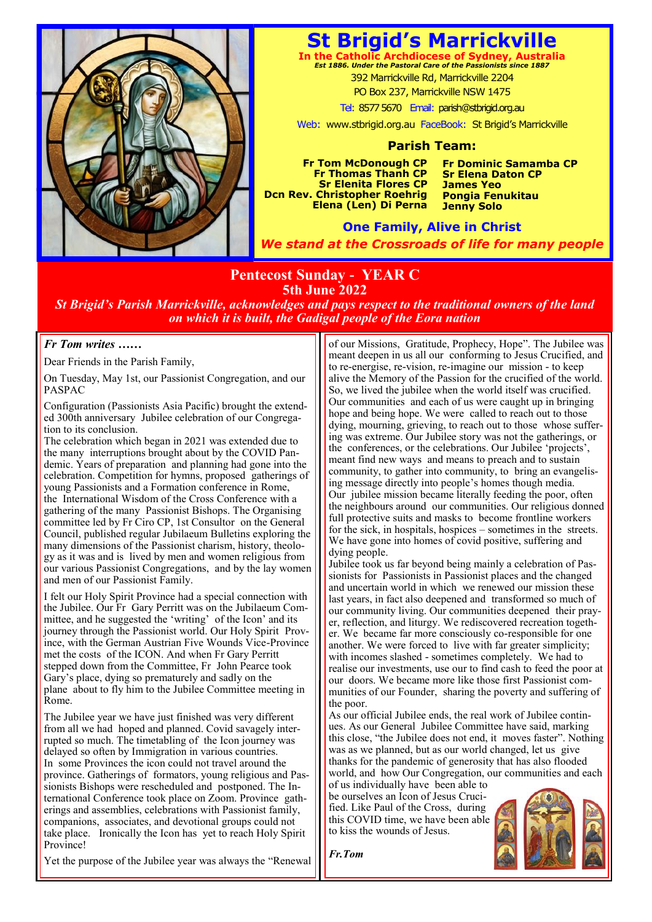# St Brigid's Marrickville

**In the Catholic Archdiocese of Sydney, Australia**

*Est 1886. Under the Pastoral Care of the Passionists since 1887*

392 Marrickville Rd, Marrickville 2204

PO Box 237, Marrickville NSW 1475

Tel: 8577 5670 Email: parish@stbrigid.org.au

Web: www.stbrigid.org.au FaceBook: St Brigid's Marrickville

## Parish Team:

**Fr Tom McDonough CP**
**Fr Thomas Thanh CP**
**Sr Elenita Flores CP**
**Dcn Rev. Christopher Roehrig**
**Elena (Len) Di Perna**
**Fr Dominic Samamba CP**
**Sr Elena Daton CP**
**James Yeo**
**Pongia Fenukitau**
**Jenny Solo**

**One Family, Alive in Christ**

***We stand at the Crossroads of life for many people***

## Pentecost Sunday - YEAR C
## 5th June 2022

*St Brigid's Parish Marrickville, acknowledges and pays respect to the traditional owners of the land on which it is built, the Gadigal people of the Eora nation*

### *Fr Tom writes ……*

Dear Friends in the Parish Family,

On Tuesday, May 1st, our Passionist Congregation, and our PASPAC

Configuration (Passionists Asia Pacific) brought the extended 300th anniversary Jubilee celebration of our Congregation to its conclusion.

The celebration which began in 2021 was extended due to the many interruptions brought about by the COVID Pandemic. Years of preparation and planning had gone into the celebration. Competition for hymns, proposed gatherings of young Passionists and a Formation conference in Rome, the International Wisdom of the Cross Conference with a gathering of the many Passionist Bishops. The Organising committee led by Fr Ciro CP, 1st Consultor on the General Council, published regular Jubilaeum Bulletins exploring the many dimensions of the Passionist charism, history, theology as it was and is lived by men and women religious from our various Passionist Congregations, and by the lay women and men of our Passionist Family.

I felt our Holy Spirit Province had a special connection with the Jubilee. Our Fr Gary Perritt was on the Jubilaeum Committee, and he suggested the 'writing' of the Icon' and its journey through the Passionist world. Our Holy Spirit Province, with the German Austrian Five Wounds Vice-Province met the costs of the ICON. And when Fr Gary Perritt stepped down from the Committee, Fr John Pearce took Gary's place, dying so prematurely and sadly on the plane about to fly him to the Jubilee Committee meeting in Rome.

The Jubilee year we have just finished was very different from all we had hoped and planned. Covid savagely interrupted so much. The timetabling of the Icon journey was delayed so often by Immigration in various countries. In some Provinces the icon could not travel around the province. Gatherings of formators, young religious and Passionists Bishops were rescheduled and postponed. The International Conference took place on Zoom. Province gatherings and assemblies, celebrations with Passionist family, companions, associates, and devotional groups could not take place. Ironically the Icon has yet to reach Holy Spirit Province!

Yet the purpose of the Jubilee year was always the "Renewal of our Missions, Gratitude, Prophecy, Hope". The Jubilee was meant deepen in us all our conforming to Jesus Crucified, and to re-energise, re-vision, re-imagine our mission - to keep alive the Memory of the Passion for the crucified of the world. So, we lived the jubilee when the world itself was crucified. Our communities and each of us were caught up in bringing hope and being hope. We were called to reach out to those dying, mourning, grieving, to reach out to those whose suffering was extreme. Our Jubilee story was not the gatherings, or the conferences, or the celebrations. Our Jubilee 'projects', meant find new ways and means to preach and to sustain community, to gather into community, to bring an evangelising message directly into people's homes though media. Our jubilee mission became literally feeding the poor, often the neighbours around our communities. Our religious donned full protective suits and masks to become frontline workers for the sick, in hospitals, hospices – sometimes in the streets. We have gone into homes of covid positive, suffering and dying people.

Jubilee took us far beyond being mainly a celebration of Passionists for Passionists in Passionist places and the changed and uncertain world in which we renewed our mission these last years, in fact also deepened and transformed so much of our community living. Our communities deepened their prayer, reflection, and liturgy. We rediscovered recreation together. We became far more consciously co-responsible for one another. We were forced to live with far greater simplicity; with incomes slashed - sometimes completely. We had to realise our investments, use our to find cash to feed the poor at our doors. We became more like those first Passionist communities of our Founder, sharing the poverty and suffering of the poor.

As our official Jubilee ends, the real work of Jubilee continues. As our General Jubilee Committee have said, marking this close, "the Jubilee does not end, it moves faster". Nothing was as we planned, but as our world changed, let us give thanks for the pandemic of generosity that has also flooded world, and how Our Congregation, our communities and each of us individually have been able to be ourselves an Icon of Jesus Crucified. Like Paul of the Cross, during this COVID time, we have been able to kiss the wounds of Jesus.

*Fr.Tom*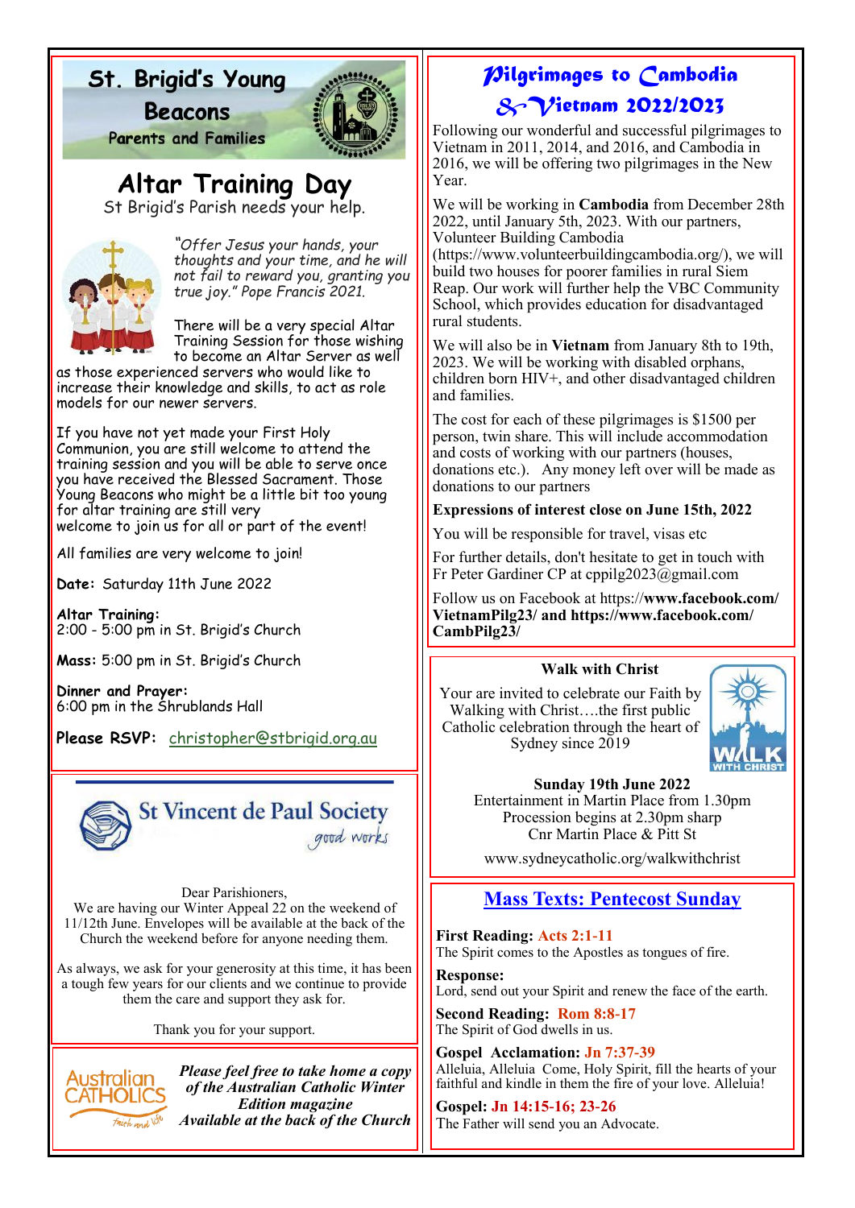# St. Brigid's Young Beacons

Parents and Families

## Altar Training Day

St Brigid's Parish needs your help.

*"Offer Jesus your hands, your thoughts and your time, and he will not fail to reward you, granting you true joy." Pope Francis 2021.*

There will be a very special Altar Training Session for those wishing to become an Altar Server as well as those experienced servers who would like to increase their knowledge and skills, to act as role models for our newer servers.

If you have not yet made your First Holy Communion, you are still welcome to attend the training session and you will be able to serve once you have received the Blessed Sacrament. Those Young Beacons who might be a little bit too young for altar training are still very welcome to join us for all or part of the event!

All families are very welcome to join!

**Date:** Saturday 11th June 2022

**Altar Training:**
2:00 - 5:00 pm in St. Brigid's Church

**Mass:** 5:00 pm in St. Brigid's Church

**Dinner and Prayer:**
6:00 pm in the Shrublands Hall

**Please RSVP:** christopher@stbrigid.org.au

## St Vincent de Paul Society

*good works*

Dear Parishioners,
We are having our Winter Appeal 22 on the weekend of 11/12th June. Envelopes will be available at the back of the Church the weekend before for anyone needing them.

As always, we ask for your generosity at this time, it has been a tough few years for our clients and we continue to provide them the care and support they ask for.

Thank you for your support.

Australian CATHOLICS

***Please feel free to take home a copy of the Australian Catholic Winter Edition magazine Available at the back of the Church***

## Pilgrimages to Cambodia & Vietnam 2022/2023

Following our wonderful and successful pilgrimages to Vietnam in 2011, 2014, and 2016, and Cambodia in 2016, we will be offering two pilgrimages in the New Year.

We will be working in **Cambodia** from December 28th 2022, until January 5th, 2023. With our partners, Volunteer Building Cambodia (https://www.volunteerbuildingcambodia.org/), we will build two houses for poorer families in rural Siem Reap. Our work will further help the VBC Community School, which provides education for disadvantaged rural students.

We will also be in **Vietnam** from January 8th to 19th, 2023. We will be working with disabled orphans, children born HIV+, and other disadvantaged children and families.

The cost for each of these pilgrimages is $1500 per person, twin share. This will include accommodation and costs of working with our partners (houses, donations etc.). Any money left over will be made as donations to our partners

**Expressions of interest close on June 15th, 2022**

You will be responsible for travel, visas etc

For further details, don't hesitate to get in touch with Fr Peter Gardiner CP at cppilg2023@gmail.com

Follow us on Facebook at https://**www.facebook.com/VietnamPilg23/ and https://www.facebook.com/CambPilg23/**

## Walk with Christ

Your are invited to celebrate our Faith by Walking with Christ….the first public Catholic celebration through the heart of Sydney since 2019

**Sunday 19th June 2022**
Entertainment in Martin Place from 1.30pm
Procession begins at 2.30pm sharp
Cnr Martin Place & Pitt St

www.sydneycatholic.org/walkwithchrist

## Mass Texts: Pentecost Sunday

**First Reading: Acts 2:1-11**
The Spirit comes to the Apostles as tongues of fire.

**Response:**
Lord, send out your Spirit and renew the face of the earth.

**Second Reading: Rom 8:8-17**
The Spirit of God dwells in us.

**Gospel Acclamation: Jn 7:37-39**
Alleluia, Alleluia Come, Holy Spirit, fill the hearts of your faithful and kindle in them the fire of your love. Alleluia!

**Gospel: Jn 14:15-16; 23-26**
The Father will send you an Advocate.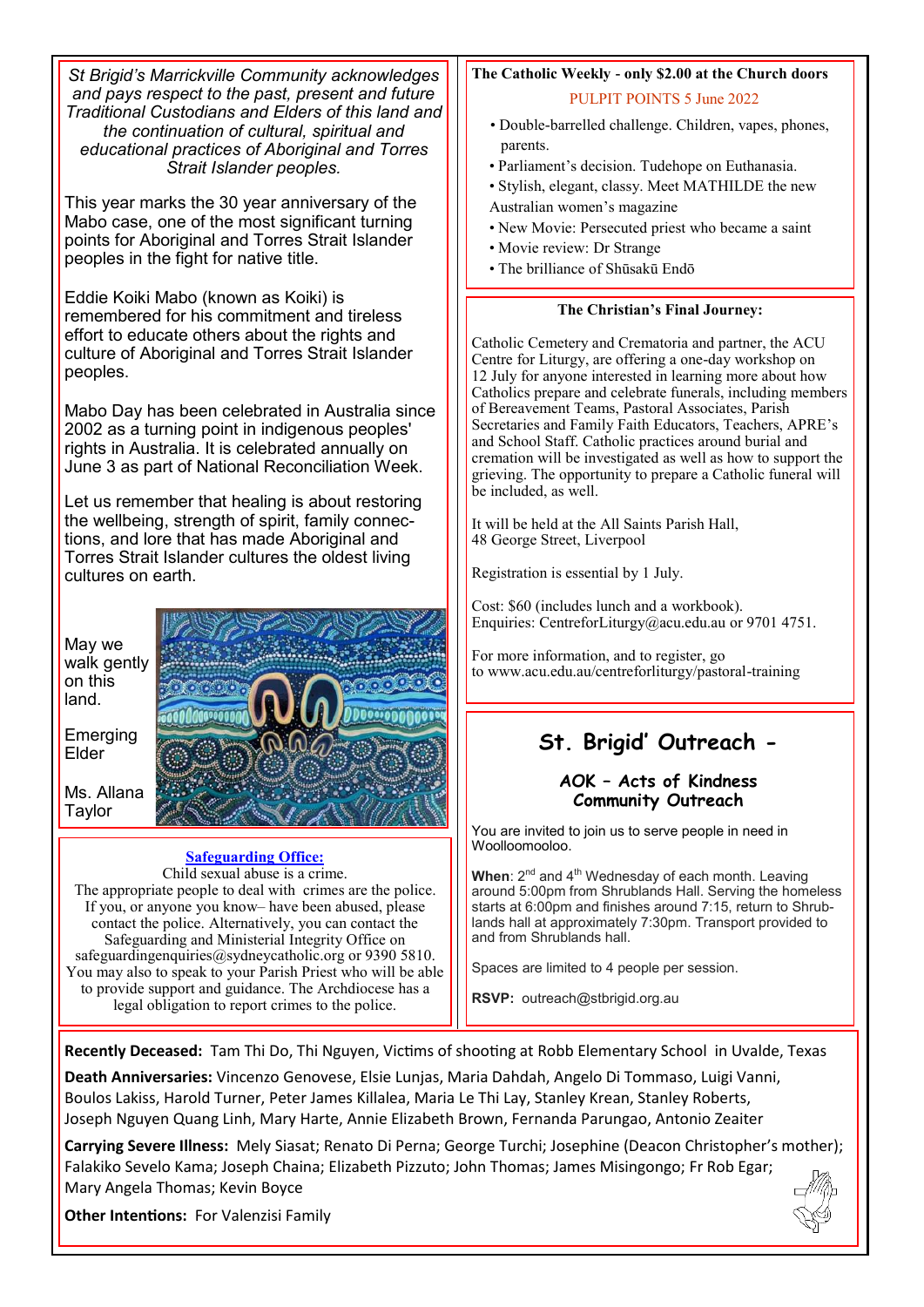*St Brigid's Marrickville Community acknowledges and pays respect to the past, present and future Traditional Custodians and Elders of this land and the continuation of cultural, spiritual and educational practices of Aboriginal and Torres Strait Islander peoples.*

This year marks the 30 year anniversary of the Mabo case, one of the most significant turning points for Aboriginal and Torres Strait Islander peoples in the fight for native title.

Eddie Koiki Mabo (known as Koiki) is remembered for his commitment and tireless effort to educate others about the rights and culture of Aboriginal and Torres Strait Islander peoples.

Mabo Day has been celebrated in Australia since 2002 as a turning point in indigenous peoples' rights in Australia. It is celebrated annually on June 3 as part of National Reconciliation Week.

Let us remember that healing is about restoring the wellbeing, strength of spirit, family connections, and lore that has made Aboriginal and Torres Strait Islander cultures the oldest living cultures on earth.

May we walk gently on this land.

Emerging Elder

Ms. Allana Taylor

**Safeguarding Office:**

Child sexual abuse is a crime.
The appropriate people to deal with crimes are the police. If you, or anyone you know– have been abused, please contact the police. Alternatively, you can contact the Safeguarding and Ministerial Integrity Office on safeguardingenquiries@sydneycatholic.org or 9390 5810. You may also to speak to your Parish Priest who will be able to provide support and guidance. The Archdiocese has a legal obligation to report crimes to the police.

**The Catholic Weekly - only $2.00 at the Church doors**

PULPIT POINTS 5 June 2022

- Double-barrelled challenge. Children, vapes, phones, parents.
- Parliament's decision. Tudehope on Euthanasia.
- Stylish, elegant, classy. Meet MATHILDE the new Australian women's magazine
- New Movie: Persecuted priest who became a saint
- Movie review: Dr Strange
- The brilliance of Shūsakū Endō

**The Christian's Final Journey:**

Catholic Cemetery and Crematoria and partner, the ACU Centre for Liturgy, are offering a one-day workshop on 12 July for anyone interested in learning more about how Catholics prepare and celebrate funerals, including members of Bereavement Teams, Pastoral Associates, Parish Secretaries and Family Faith Educators, Teachers, APRE's and School Staff. Catholic practices around burial and cremation will be investigated as well as how to support the grieving. The opportunity to prepare a Catholic funeral will be included, as well.

It will be held at the All Saints Parish Hall, 48 George Street, Liverpool

Registration is essential by 1 July.

Cost: $60 (includes lunch and a workbook).
Enquiries: CentreforLiturgy@acu.edu.au or 9701 4751.

For more information, and to register, go to www.acu.edu.au/centreforliturgy/pastoral-training

## St. Brigid' Outreach -

### AOK – Acts of Kindness Community Outreach

You are invited to join us to serve people in need in Woolloomooloo.

**When**: 2nd and 4th Wednesday of each month. Leaving around 5:00pm from Shrublands Hall. Serving the homeless starts at 6:00pm and finishes around 7:15, return to Shrublands hall at approximately 7:30pm. Transport provided to and from Shrublands hall.

Spaces are limited to 4 people per session.

**RSVP:** outreach@stbrigid.org.au

**Recently Deceased:** Tam Thi Do, Thi Nguyen, Victims of shooting at Robb Elementary School in Uvalde, Texas

**Death Anniversaries:** Vincenzo Genovese, Elsie Lunjas, Maria Dahdah, Angelo Di Tommaso, Luigi Vanni, Boulos Lakiss, Harold Turner, Peter James Killalea, Maria Le Thi Lay, Stanley Krean, Stanley Roberts, Joseph Nguyen Quang Linh, Mary Harte, Annie Elizabeth Brown, Fernanda Parungao, Antonio Zeaiter

**Carrying Severe Illness:** Mely Siasat; Renato Di Perna; George Turchi; Josephine (Deacon Christopher's mother); Falakiko Sevelo Kama; Joseph Chaina; Elizabeth Pizzuto; John Thomas; James Misingongo; Fr Rob Egar; Mary Angela Thomas; Kevin Boyce

**Other Intentions:** For Valenzisi Family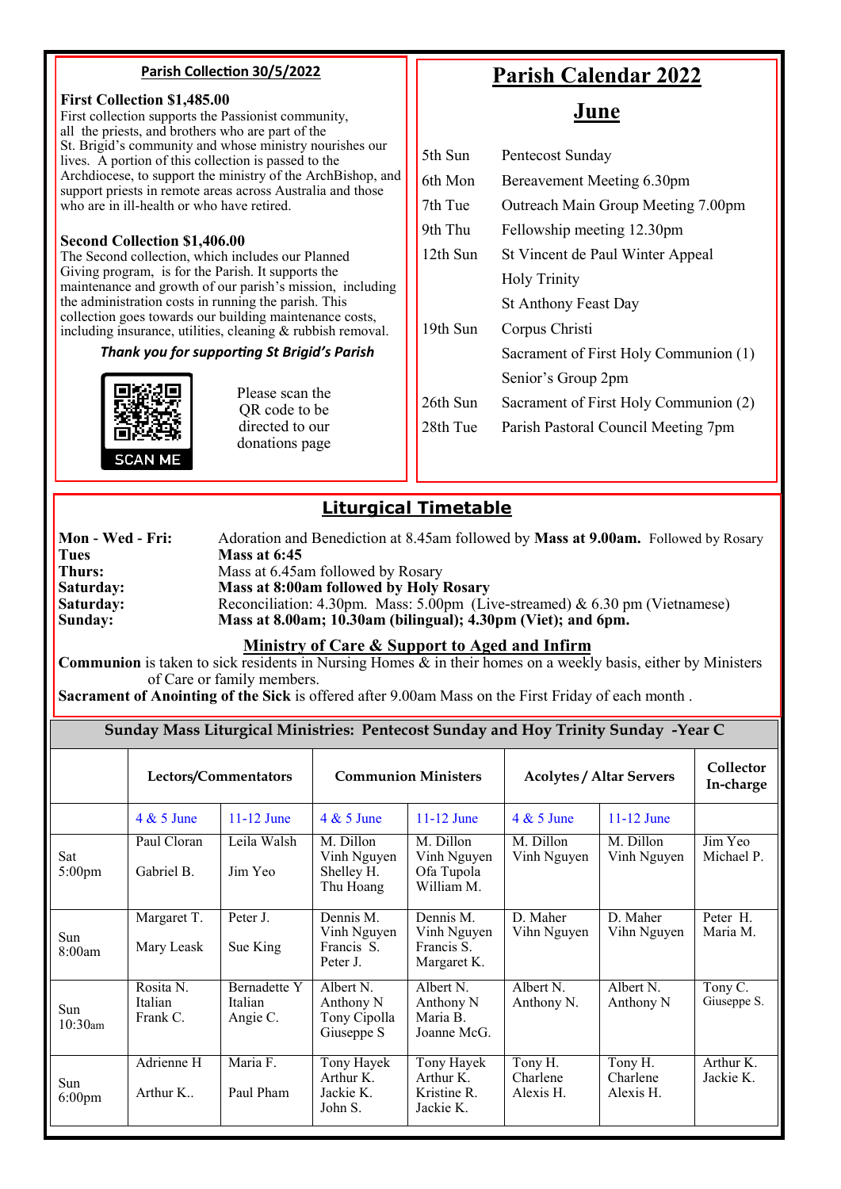## Parish Collection 30/5/2022

**First Collection $1,485.00**
First collection supports the Passionist community, all the priests, and brothers who are part of the St. Brigid's community and whose ministry nourishes our lives. A portion of this collection is passed to the Archdiocese, to support the ministry of the ArchBishop, and support priests in remote areas across Australia and those who are in ill-health or who have retired.

**Second Collection $1,406.00**
The Second collection, which includes our Planned Giving program, is for the Parish. It supports the maintenance and growth of our parish's mission, including the administration costs in running the parish. This collection goes towards our building maintenance costs, including insurance, utilities, cleaning & rubbish removal.

***Thank you for supporting St Brigid's Parish***

SCAN ME

Please scan the QR code to be directed to our donations page

## Parish Calendar 2022

## June

| | |
|---|---|
| 5th Sun | Pentecost Sunday |
| 6th Mon | Bereavement Meeting 6.30pm |
| 7th Tue | Outreach Main Group Meeting 7.00pm |
| 9th Thu | Fellowship meeting 12.30pm |
| 12th Sun | St Vincent de Paul Winter Appeal |
| | Holy Trinity |
| | St Anthony Feast Day |
| 19th Sun | Corpus Christi |
| | Sacrament of First Holy Communion (1) |
| | Senior's Group 2pm |
| 26th Sun | Sacrament of First Holy Communion (2) |
| 28th Tue | Parish Pastoral Council Meeting 7pm |

## Liturgical Timetable

| | |
|---|---|
| **Mon - Wed - Fri:** | Adoration and Benediction at 8.45am followed by **Mass at 9.00am.** Followed by Rosary |
| **Tues** | **Mass at 6:45** |
| **Thurs:** | Mass at 6.45am followed by Rosary |
| **Saturday:** | **Mass at 8:00am followed by Holy Rosary** |
| **Saturday:** | Reconciliation: 4.30pm. Mass: 5.00pm (Live-streamed) & 6.30 pm (Vietnamese) |
| **Sunday:** | **Mass at 8.00am; 10.30am (bilingual); 4.30pm (Viet); and 6pm.** |

### Ministry of Care & Support to Aged and Infirm

**Communion** is taken to sick residents in Nursing Homes & in their homes on a weekly basis, either by Ministers of Care or family members.

**Sacrament of Anointing of the Sick** is offered after 9.00am Mass on the First Friday of each month .

**Sunday Mass Liturgical Ministries: Pentecost Sunday and Hoy Trinity Sunday -Year C**

| | Lectors/Commentators | | Communion Ministers | | Acolytes / Altar Servers | | Collector In-charge |
|---|---|---|---|---|---|---|---|
| | 4 & 5 June | 11-12 June | 4 & 5 June | 11-12 June | 4 & 5 June | 11-12 June | |
| Sat 5:00pm | Paul Cloran<br>Gabriel B. | Leila Walsh<br>Jim Yeo | M. Dillon<br>Vinh Nguyen<br>Shelley H.<br>Thu Hoang | M. Dillon<br>Vinh Nguyen<br>Ofa Tupola<br>William M. | M. Dillon<br>Vinh Nguyen | M. Dillon<br>Vinh Nguyen | Jim Yeo<br>Michael P. |
| Sun 8:00am | Margaret T.<br>Mary Leask | Peter J.<br>Sue King | Dennis M.<br>Vinh Nguyen<br>Francis S.<br>Peter J. | Dennis M.<br>Vinh Nguyen<br>Francis S.<br>Margaret K. | D. Maher<br>Vihn Nguyen | D. Maher<br>Vihn Nguyen | Peter H.<br>Maria M. |
| Sun 10:30am | Rosita N.<br>Italian<br>Frank C. | Bernadette Y<br>Italian<br>Angie C. | Albert N.<br>Anthony N<br>Tony Cipolla<br>Giuseppe S | Albert N.<br>Anthony N<br>Maria B.<br>Joanne McG. | Albert N.<br>Anthony N. | Albert N.<br>Anthony N | Tony C.<br>Giuseppe S. |
| Sun 6:00pm | Adrienne H<br>Arthur K.. | Maria F.<br>Paul Pham | Tony Hayek<br>Arthur K.<br>Jackie K.<br>John S. | Tony Hayek<br>Arthur K.<br>Kristine R.<br>Jackie K. | Tony H.<br>Charlene<br>Alexis H. | Tony H.<br>Charlene<br>Alexis H. | Arthur K.<br>Jackie K. |